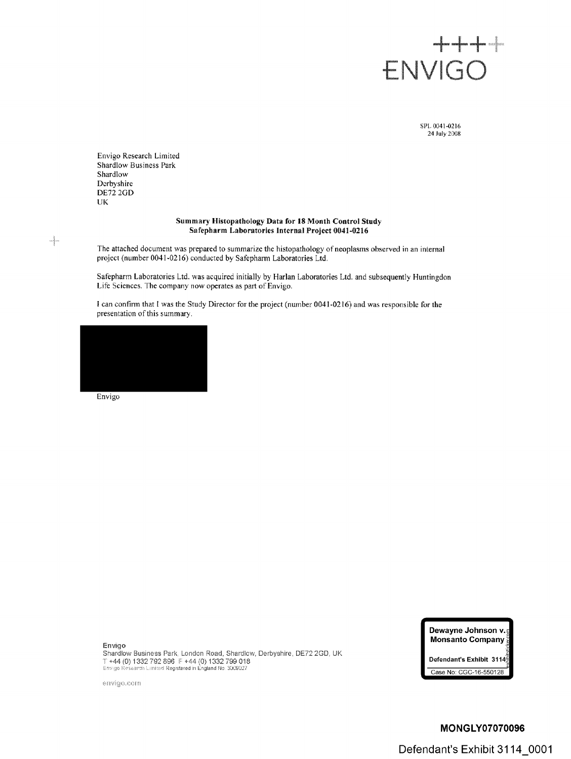ENVIGO

SPL 0041-0216
24 July 2008

Envigo Research Limited
Shardlow Business Park
Shardlow
Derbyshire
DE72 2GD
UK

**Summary Histopathology Data for 18 Month Control Study**
**Safepharm Laboratories Internal Project 0041-0216**

The attached document was prepared to summarize the histopathology of neoplasms observed in an internal project (number 0041-0216) conducted by Safepharm Laboratories Ltd.

Safepharm Laboratories Ltd. was acquired initially by Harlan Laboratories Ltd. and subsequently Huntingdon Life Sciences. The company now operates as part of Envigo.

I can confirm that I was the Study Director for the project (number 0041-0216) and was responsible for the presentation of this summary.

Envigo

Envigo
Shardlow Business Park, London Road, Shardlow, Derbyshire, DE72 2GD, UK
T +44 (0) 1332 792 896 F +44 (0) 1332 799 018
Envigo Research Limited Registered in England No. 3009027

envigo.com

Dewayne Johnson v. Monsanto Company
Defendant's Exhibit 3114
Case No: CGC-16-550128

MONGLY07070096

Defendant's Exhibit 3114_0001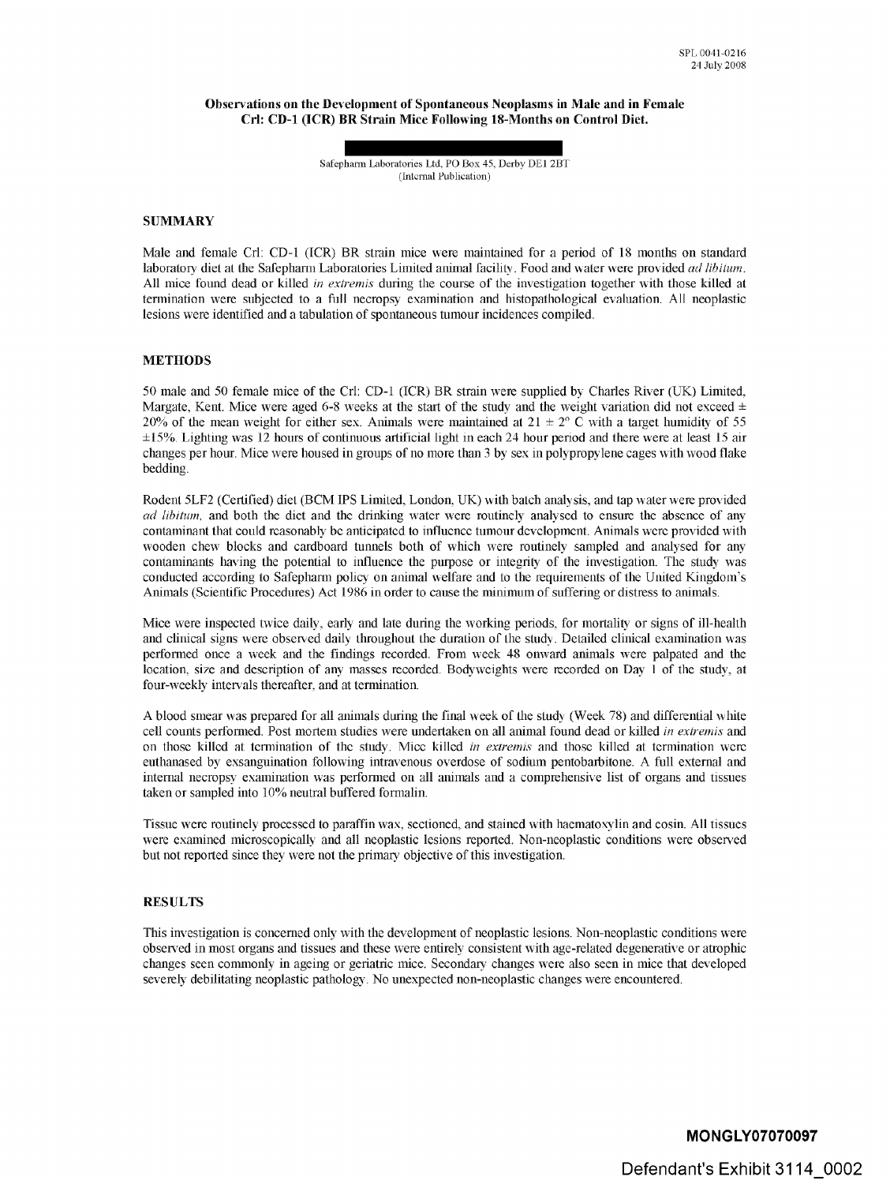SPL 0041-0216
24 July 2008

**Observations on the Development of Spontaneous Neoplasms in Male and in Female Crl: CD-1 (ICR) BR Strain Mice Following 18-Months on Control Diet.**

Safepharm Laboratories Ltd, PO Box 45, Derby DE1 2BT
(Internal Publication)

## SUMMARY

Male and female Crl: CD-1 (ICR) BR strain mice were maintained for a period of 18 months on standard laboratory diet at the Safepharm Laboratories Limited animal facility. Food and water were provided *ad libitum*. All mice found dead or killed *in extremis* during the course of the investigation together with those killed at termination were subjected to a full necropsy examination and histopathological evaluation. All neoplastic lesions were identified and a tabulation of spontaneous tumour incidences compiled.

## METHODS

50 male and 50 female mice of the Crl: CD-1 (ICR) BR strain were supplied by Charles River (UK) Limited, Margate, Kent. Mice were aged 6-8 weeks at the start of the study and the weight variation did not exceed $\pm$ 20% of the mean weight for either sex. Animals were maintained at $21 \pm 2°$ C with a target humidity of 55 $\pm$15%. Lighting was 12 hours of continuous artificial light in each 24 hour period and there were at least 15 air changes per hour. Mice were housed in groups of no more than 3 by sex in polypropylene cages with wood flake bedding.

Rodent 5LF2 (Certified) diet (BCM IPS Limited, London, UK) with batch analysis, and tap water were provided *ad libitum*, and both the diet and the drinking water were routinely analysed to ensure the absence of any contaminant that could reasonably be anticipated to influence tumour development. Animals were provided with wooden chew blocks and cardboard tunnels both of which were routinely sampled and analysed for any contaminants having the potential to influence the purpose or integrity of the investigation. The study was conducted according to Safepharm policy on animal welfare and to the requirements of the United Kingdom's Animals (Scientific Procedures) Act 1986 in order to cause the minimum of suffering or distress to animals.

Mice were inspected twice daily, early and late during the working periods, for mortality or signs of ill-health and clinical signs were observed daily throughout the duration of the study. Detailed clinical examination was performed once a week and the findings recorded. From week 48 onward animals were palpated and the location, size and description of any masses recorded. Bodyweights were recorded on Day 1 of the study, at four-weekly intervals thereafter, and at termination.

A blood smear was prepared for all animals during the final week of the study (Week 78) and differential white cell counts performed. Post mortem studies were undertaken on all animal found dead or killed *in extremis* and on those killed at termination of the study. Mice killed *in extremis* and those killed at termination were euthanased by exsanguination following intravenous overdose of sodium pentobarbitone. A full external and internal necropsy examination was performed on all animals and a comprehensive list of organs and tissues taken or sampled into 10% neutral buffered formalin.

Tissue were routinely processed to paraffin wax, sectioned, and stained with haematoxylin and eosin. All tissues were examined microscopically and all neoplastic lesions reported. Non-neoplastic conditions were observed but not reported since they were not the primary objective of this investigation.

## RESULTS

This investigation is concerned only with the development of neoplastic lesions. Non-neoplastic conditions were observed in most organs and tissues and these were entirely consistent with age-related degenerative or atrophic changes seen commonly in ageing or geriatric mice. Secondary changes were also seen in mice that developed severely debilitating neoplastic pathology. No unexpected non-neoplastic changes were encountered.

MONGLY07070097

Defendant's Exhibit 3114_0002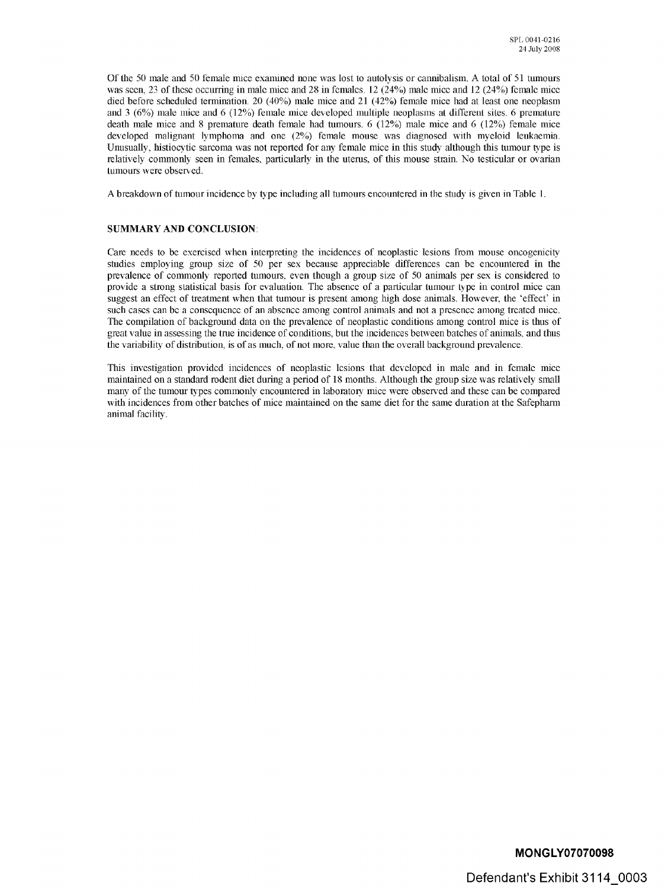Of the 50 male and 50 female mice examined none was lost to autolysis or cannibalism. A total of 51 tumours was seen, 23 of these occurring in male mice and 28 in females. 12 (24%) male mice and 12 (24%) female mice died before scheduled termination. 20 (40%) male mice and 21 (42%) female mice had at least one neoplasm and 3 (6%) male mice and 6 (12%) female mice developed multiple neoplasms at different sites. 6 premature death male mice and 8 premature death female had tumours. 6 (12%) male mice and 6 (12%) female mice developed malignant lymphoma and one (2%) female mouse was diagnosed with myeloid leukaemia. Unusually, histiocytic sarcoma was not reported for any female mice in this study although this tumour type is relatively commonly seen in females, particularly in the uterus, of this mouse strain. No testicular or ovarian tumours were observed.

A breakdown of tumour incidence by type including all tumours encountered in the study is given in Table 1.

**SUMMARY AND CONCLUSION**:

Care needs to be exercised when interpreting the incidences of neoplastic lesions from mouse oncogenicity studies employing group size of 50 per sex because appreciable differences can be encountered in the prevalence of commonly reported tumours, even though a group size of 50 animals per sex is considered to provide a strong statistical basis for evaluation. The absence of a particular tumour type in control mice can suggest an effect of treatment when that tumour is present among high dose animals. However, the 'effect' in such cases can be a consequence of an absence among control animals and not a presence among treated mice. The compilation of background data on the prevalence of neoplastic conditions among control mice is thus of great value in assessing the true incidence of conditions, but the incidences between batches of animals, and thus the variability of distribution, is of as much, of not more, value than the overall background prevalence.

This investigation provided incidences of neoplastic lesions that developed in male and in female mice maintained on a standard rodent diet during a period of 18 months. Although the group size was relatively small many of the tumour types commonly encountered in laboratory mice were observed and these can be compared with incidences from other batches of mice maintained on the same diet for the same duration at the Safepharm animal facility.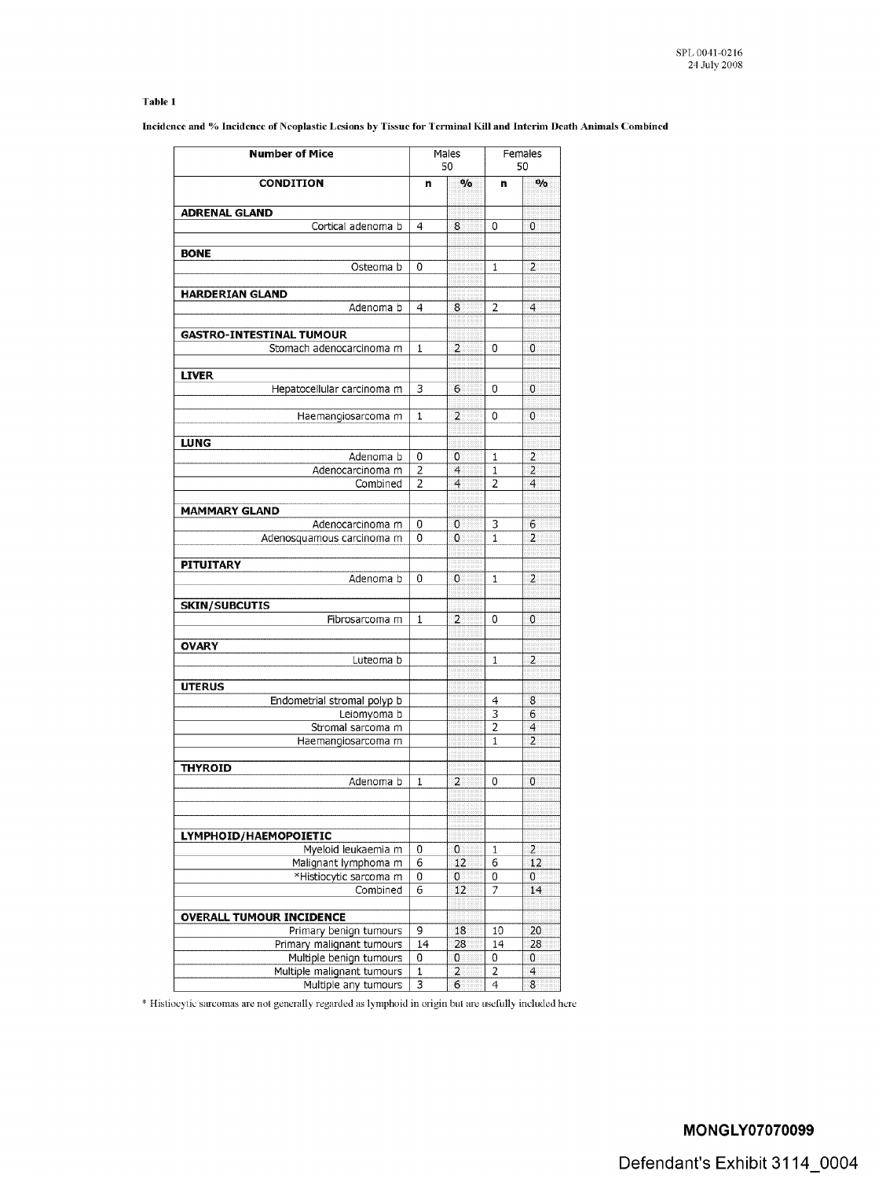**Table 1**

**Incidence and % Incidence of Neoplastic Lesions by Tissue for Terminal Kill and Interim Death Animals Combined**

| **Number of Mice** | Males 50 | | Females 50 | |
|---|---|---|---|---|
| **CONDITION** | **n** | **%** | **n** | **%** |
| **ADRENAL GLAND** | | | | |
| Cortical adenoma b | 4 | 8 | 0 | 0 |
| **BONE** | | | | |
| Osteoma b | 0 | | 1 | 2 |
| **HARDERIAN GLAND** | | | | |
| Adenoma b | 4 | 8 | 2 | 4 |
| **GASTRO-INTESTINAL TUMOUR** | | | | |
| Stomach adenocarcinoma m | 1 | 2 | 0 | 0 |
| **LIVER** | | | | |
| Hepatocellular carcinoma m | 3 | 6 | 0 | 0 |
| Haemangiosarcoma m | 1 | 2 | 0 | 0 |
| **LUNG** | | | | |
| Adenoma b | 0 | 0 | 1 | 2 |
| Adenocarcinoma m | 2 | 4 | 1 | 2 |
| Combined | 2 | 4 | 2 | 4 |
| **MAMMARY GLAND** | | | | |
| Adenocarcinoma m | 0 | 0 | 3 | 6 |
| Adenosquamous carcinoma m | 0 | 0 | 1 | 2 |
| **PITUITARY** | | | | |
| Adenoma b | 0 | 0 | 1 | 2 |
| **SKIN/SUBCUTIS** | | | | |
| Fibrosarcoma m | 1 | 2 | 0 | 0 |
| **OVARY** | | | | |
| Luteoma b | | | 1 | 2 |
| **UTERUS** | | | | |
| Endometrial stromal polyp b | | | 4 | 8 |
| Leiomyoma b | | | 3 | 6 |
| Stromal sarcoma m | | | 2 | 4 |
| Haemangiosarcoma m | | | 1 | 2 |
| **THYROID** | | | | |
| Adenoma b | 1 | 2 | 0 | 0 |
| **LYMPHOID/HAEMOPOIETIC** | | | | |
| Myeloid leukaemia m | 0 | 0 | 1 | 2 |
| Malignant lymphoma m | 6 | 12 | 6 | 12 |
| *Histiocytic sarcoma m | 0 | 0 | 0 | 0 |
| Combined | 6 | 12 | 7 | 14 |
| **OVERALL TUMOUR INCIDENCE** | | | | |
| Primary benign tumours | 9 | 18 | 10 | 20 |
| Primary malignant tumours | 14 | 28 | 14 | 28 |
| Multiple benign tumours | 0 | 0 | 0 | 0 |
| Multiple malignant tumours | 1 | 2 | 2 | 4 |
| Multiple any tumours | 3 | 6 | 4 | 8 |

* Histiocytic sarcomas are not generally regarded as lymphoid in origin but are usefully included here

MONGLY07070099

Defendant's Exhibit 3114_0004